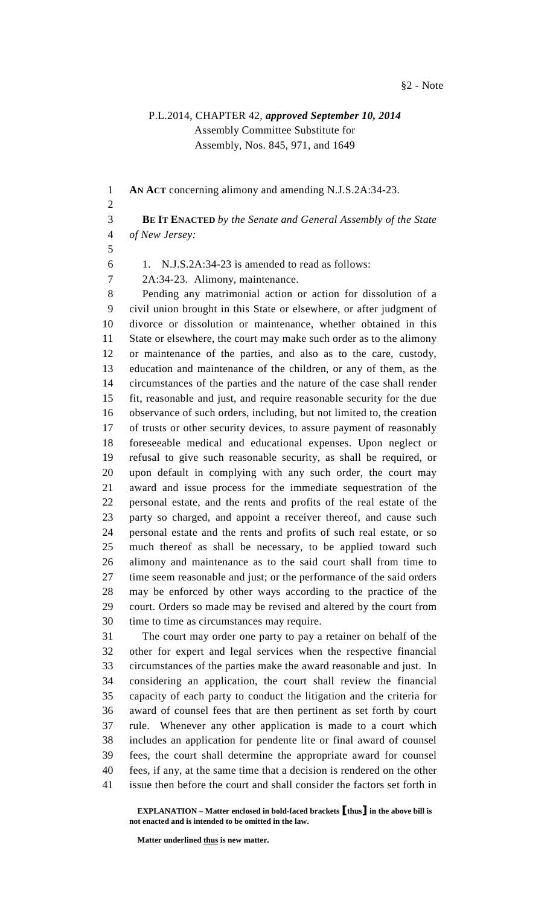§2 - Note

P.L.2014, CHAPTER 42, ***approved September 10, 2014***
Assembly Committee Substitute for
Assembly, Nos. 845, 971, and 1649

**AN ACT** concerning alimony and amending N.J.S.2A:34-23.

**BE IT ENACTED** *by the Senate and General Assembly of the State of New Jersey:*

1. N.J.S.2A:34-23 is amended to read as follows:

2A:34-23. Alimony, maintenance.

Pending any matrimonial action or action for dissolution of a civil union brought in this State or elsewhere, or after judgment of divorce or dissolution or maintenance, whether obtained in this State or elsewhere, the court may make such order as to the alimony or maintenance of the parties, and also as to the care, custody, education and maintenance of the children, or any of them, as the circumstances of the parties and the nature of the case shall render fit, reasonable and just, and require reasonable security for the due observance of such orders, including, but not limited to, the creation of trusts or other security devices, to assure payment of reasonably foreseeable medical and educational expenses. Upon neglect or refusal to give such reasonable security, as shall be required, or upon default in complying with any such order, the court may award and issue process for the immediate sequestration of the personal estate, and the rents and profits of the real estate of the party so charged, and appoint a receiver thereof, and cause such personal estate and the rents and profits of such real estate, or so much thereof as shall be necessary, to be applied toward such alimony and maintenance as to the said court shall from time to time seem reasonable and just; or the performance of the said orders may be enforced by other ways according to the practice of the court. Orders so made may be revised and altered by the court from time to time as circumstances may require.

The court may order one party to pay a retainer on behalf of the other for expert and legal services when the respective financial circumstances of the parties make the award reasonable and just. In considering an application, the court shall review the financial capacity of each party to conduct the litigation and the criteria for award of counsel fees that are then pertinent as set forth by court rule. Whenever any other application is made to a court which includes an application for pendente lite or final award of counsel fees, the court shall determine the appropriate award for counsel fees, if any, at the same time that a decision is rendered on the other issue then before the court and shall consider the factors set forth in

**EXPLANATION – Matter enclosed in bold-faced brackets [thus] in the above bill is not enacted and is intended to be omitted in the law.**

**Matter underlined thus is new matter.**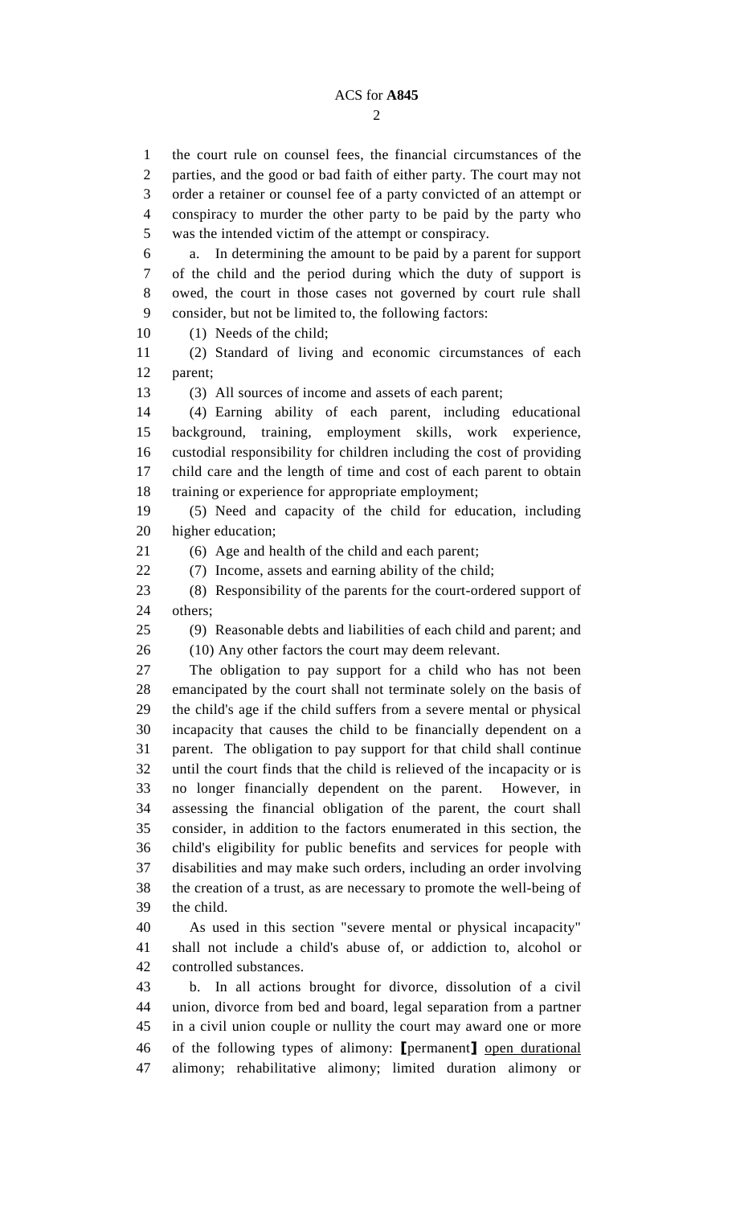the court rule on counsel fees, the financial circumstances of the parties, and the good or bad faith of either party. The court may not order a retainer or counsel fee of a party convicted of an attempt or conspiracy to murder the other party to be paid by the party who was the intended victim of the attempt or conspiracy.

a. In determining the amount to be paid by a parent for support of the child and the period during which the duty of support is owed, the court in those cases not governed by court rule shall consider, but not be limited to, the following factors:

(1) Needs of the child;

(2) Standard of living and economic circumstances of each parent;

(3) All sources of income and assets of each parent;

(4) Earning ability of each parent, including educational background, training, employment skills, work experience, custodial responsibility for children including the cost of providing child care and the length of time and cost of each parent to obtain training or experience for appropriate employment;

(5) Need and capacity of the child for education, including higher education;

(6) Age and health of the child and each parent;

(7) Income, assets and earning ability of the child;

(8) Responsibility of the parents for the court-ordered support of others;

(9) Reasonable debts and liabilities of each child and parent; and

(10) Any other factors the court may deem relevant.

The obligation to pay support for a child who has not been emancipated by the court shall not terminate solely on the basis of the child's age if the child suffers from a severe mental or physical incapacity that causes the child to be financially dependent on a parent. The obligation to pay support for that child shall continue until the court finds that the child is relieved of the incapacity or is no longer financially dependent on the parent. However, in assessing the financial obligation of the parent, the court shall consider, in addition to the factors enumerated in this section, the child's eligibility for public benefits and services for people with disabilities and may make such orders, including an order involving the creation of a trust, as are necessary to promote the well-being of the child.

As used in this section "severe mental or physical incapacity" shall not include a child's abuse of, or addiction to, alcohol or controlled substances.

b. In all actions brought for divorce, dissolution of a civil union, divorce from bed and board, legal separation from a partner in a civil union couple or nullity the court may award one or more of the following types of alimony: **[**permanent**]** <u>open durational</u> alimony; rehabilitative alimony; limited duration alimony or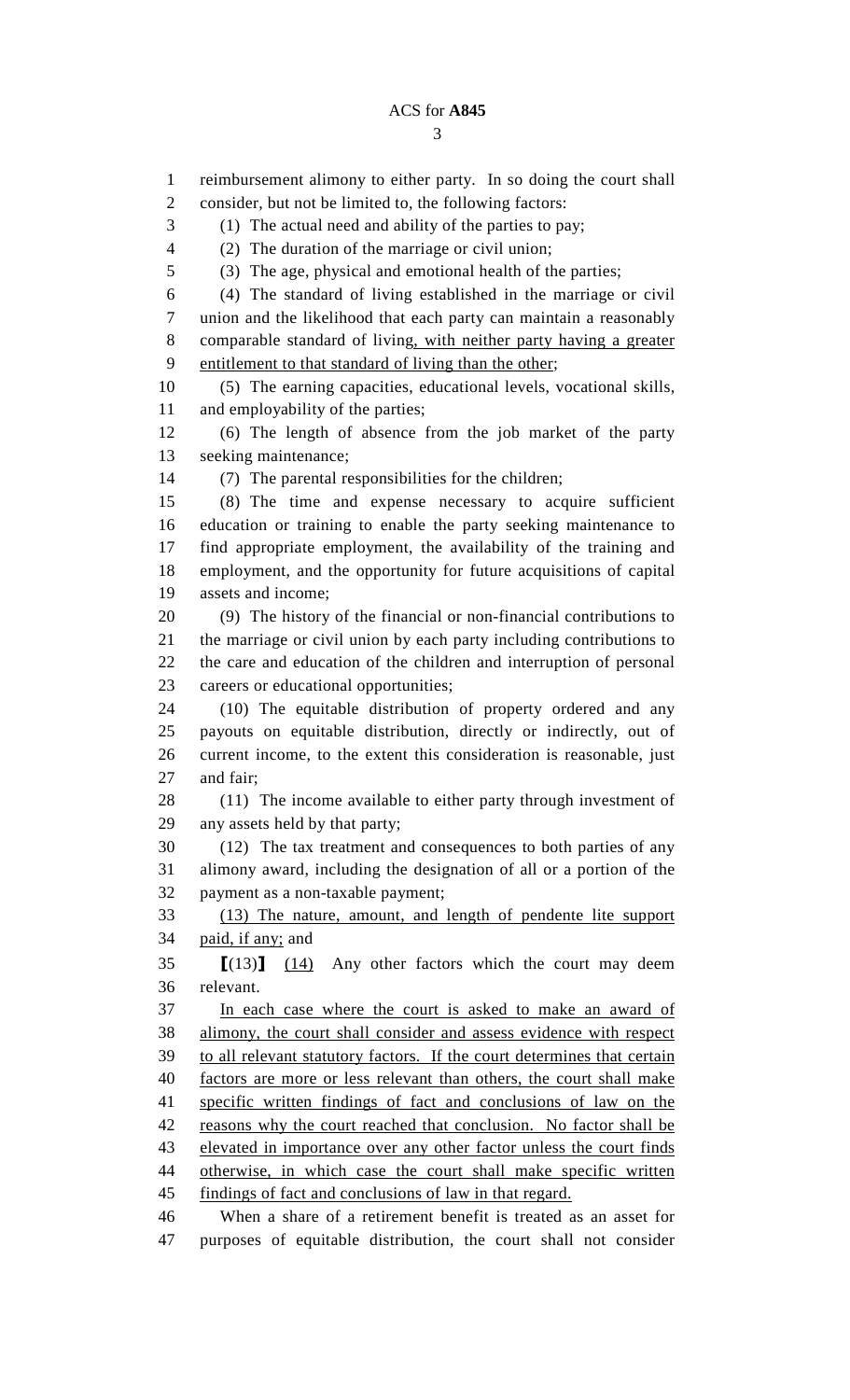reimbursement alimony to either party. In so doing the court shall consider, but not be limited to, the following factors:

(1) The actual need and ability of the parties to pay;

(2) The duration of the marriage or civil union;

(3) The age, physical and emotional health of the parties;

(4) The standard of living established in the marriage or civil union and the likelihood that each party can maintain a reasonably comparable standard of living<u>, with neither party having a greater entitlement to that standard of living than the other</u>;

(5) The earning capacities, educational levels, vocational skills, and employability of the parties;

(6) The length of absence from the job market of the party seeking maintenance;

(7) The parental responsibilities for the children;

(8) The time and expense necessary to acquire sufficient education or training to enable the party seeking maintenance to find appropriate employment, the availability of the training and employment, and the opportunity for future acquisitions of capital assets and income;

(9) The history of the financial or non-financial contributions to the marriage or civil union by each party including contributions to the care and education of the children and interruption of personal careers or educational opportunities;

(10) The equitable distribution of property ordered and any payouts on equitable distribution, directly or indirectly, out of current income, to the extent this consideration is reasonable, just and fair;

(11) The income available to either party through investment of any assets held by that party;

(12) The tax treatment and consequences to both parties of any alimony award, including the designation of all or a portion of the payment as a non-taxable payment;

<u>(13) The nature, amount, and length of pendente lite support paid, if any;</u> and

⟦(13)⟧ <u>(14)</u> Any other factors which the court may deem relevant.

<u>In each case where the court is asked to make an award of alimony, the court shall consider and assess evidence with respect to all relevant statutory factors. If the court determines that certain factors are more or less relevant than others, the court shall make specific written findings of fact and conclusions of law on the reasons why the court reached that conclusion. No factor shall be elevated in importance over any other factor unless the court finds otherwise, in which case the court shall make specific written findings of fact and conclusions of law in that regard.</u>

When a share of a retirement benefit is treated as an asset for purposes of equitable distribution, the court shall not consider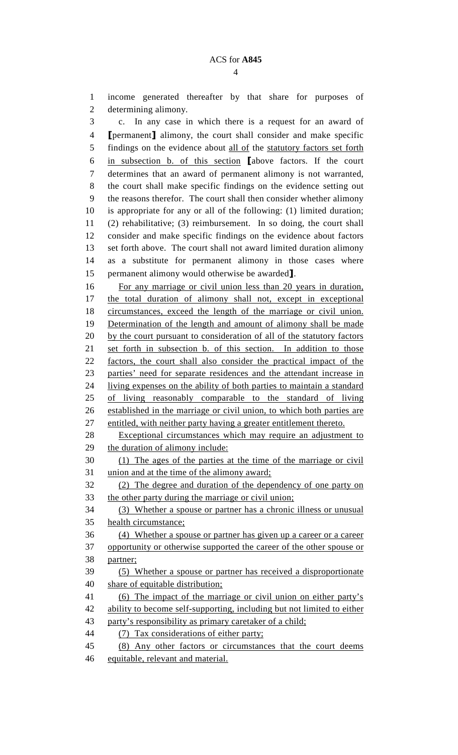income generated thereafter by that share for purposes of determining alimony.

c. In any case in which there is a request for an award of [permanent] alimony, the court shall consider and make specific findings on the evidence about all of the statutory factors set forth in subsection b. of this section [above factors. If the court determines that an award of permanent alimony is not warranted, the court shall make specific findings on the evidence setting out the reasons therefor. The court shall then consider whether alimony is appropriate for any or all of the following: (1) limited duration; (2) rehabilitative; (3) reimbursement. In so doing, the court shall consider and make specific findings on the evidence about factors set forth above. The court shall not award limited duration alimony as a substitute for permanent alimony in those cases where permanent alimony would otherwise be awarded].

For any marriage or civil union less than 20 years in duration, the total duration of alimony shall not, except in exceptional circumstances, exceed the length of the marriage or civil union. Determination of the length and amount of alimony shall be made by the court pursuant to consideration of all of the statutory factors set forth in subsection b. of this section. In addition to those factors, the court shall also consider the practical impact of the parties' need for separate residences and the attendant increase in living expenses on the ability of both parties to maintain a standard of living reasonably comparable to the standard of living established in the marriage or civil union, to which both parties are entitled, with neither party having a greater entitlement thereto.

Exceptional circumstances which may require an adjustment to the duration of alimony include:

(1) The ages of the parties at the time of the marriage or civil union and at the time of the alimony award;

(2) The degree and duration of the dependency of one party on the other party during the marriage or civil union;

(3) Whether a spouse or partner has a chronic illness or unusual health circumstance;

(4) Whether a spouse or partner has given up a career or a career opportunity or otherwise supported the career of the other spouse or partner;

(5) Whether a spouse or partner has received a disproportionate share of equitable distribution;

(6) The impact of the marriage or civil union on either party's ability to become self-supporting, including but not limited to either party's responsibility as primary caretaker of a child;

(7) Tax considerations of either party;

(8) Any other factors or circumstances that the court deems equitable, relevant and material.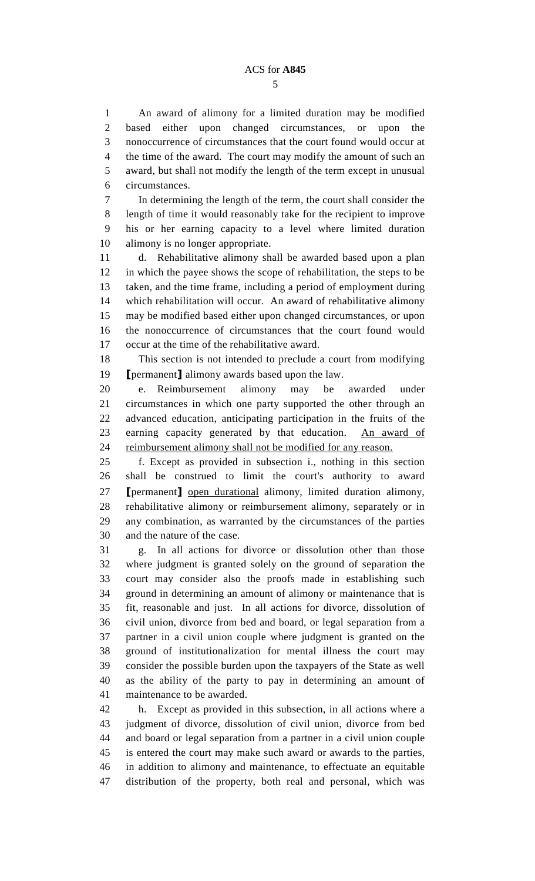An award of alimony for a limited duration may be modified based either upon changed circumstances, or upon the nonoccurrence of circumstances that the court found would occur at the time of the award. The court may modify the amount of such an award, but shall not modify the length of the term except in unusual circumstances.

In determining the length of the term, the court shall consider the length of time it would reasonably take for the recipient to improve his or her earning capacity to a level where limited duration alimony is no longer appropriate.

d. Rehabilitative alimony shall be awarded based upon a plan in which the payee shows the scope of rehabilitation, the steps to be taken, and the time frame, including a period of employment during which rehabilitation will occur. An award of rehabilitative alimony may be modified based either upon changed circumstances, or upon the nonoccurrence of circumstances that the court found would occur at the time of the rehabilitative award.

This section is not intended to preclude a court from modifying 【permanent】 alimony awards based upon the law.

e. Reimbursement alimony may be awarded under circumstances in which one party supported the other through an advanced education, anticipating participation in the fruits of the earning capacity generated by that education. <u>An award of reimbursement alimony shall not be modified for any reason.</u>

f. Except as provided in subsection i., nothing in this section shall be construed to limit the court's authority to award 【permanent】 <u>open durational</u> alimony, limited duration alimony, rehabilitative alimony or reimbursement alimony, separately or in any combination, as warranted by the circumstances of the parties and the nature of the case.

g. In all actions for divorce or dissolution other than those where judgment is granted solely on the ground of separation the court may consider also the proofs made in establishing such ground in determining an amount of alimony or maintenance that is fit, reasonable and just. In all actions for divorce, dissolution of civil union, divorce from bed and board, or legal separation from a partner in a civil union couple where judgment is granted on the ground of institutionalization for mental illness the court may consider the possible burden upon the taxpayers of the State as well as the ability of the party to pay in determining an amount of maintenance to be awarded.

h. Except as provided in this subsection, in all actions where a judgment of divorce, dissolution of civil union, divorce from bed and board or legal separation from a partner in a civil union couple is entered the court may make such award or awards to the parties, in addition to alimony and maintenance, to effectuate an equitable distribution of the property, both real and personal, which was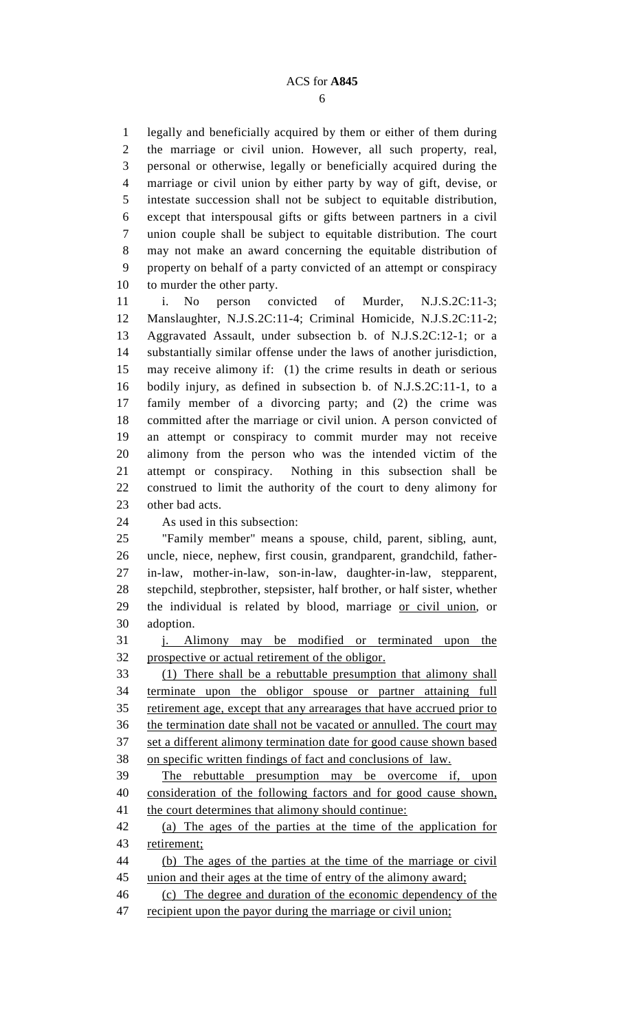legally and beneficially acquired by them or either of them during the marriage or civil union. However, all such property, real, personal or otherwise, legally or beneficially acquired during the marriage or civil union by either party by way of gift, devise, or intestate succession shall not be subject to equitable distribution, except that interspousal gifts or gifts between partners in a civil union couple shall be subject to equitable distribution. The court may not make an award concerning the equitable distribution of property on behalf of a party convicted of an attempt or conspiracy to murder the other party.

i. No person convicted of Murder, N.J.S.2C:11-3; Manslaughter, N.J.S.2C:11-4; Criminal Homicide, N.J.S.2C:11-2; Aggravated Assault, under subsection b. of N.J.S.2C:12-1; or a substantially similar offense under the laws of another jurisdiction, may receive alimony if: (1) the crime results in death or serious bodily injury, as defined in subsection b. of N.J.S.2C:11-1, to a family member of a divorcing party; and (2) the crime was committed after the marriage or civil union. A person convicted of an attempt or conspiracy to commit murder may not receive alimony from the person who was the intended victim of the attempt or conspiracy. Nothing in this subsection shall be construed to limit the authority of the court to deny alimony for other bad acts.

As used in this subsection:

"Family member" means a spouse, child, parent, sibling, aunt, uncle, niece, nephew, first cousin, grandparent, grandchild, father-in-law, mother-in-law, son-in-law, daughter-in-law, stepparent, stepchild, stepbrother, stepsister, half brother, or half sister, whether the individual is related by blood, marriage <u>or civil union</u>, or adoption.

<u>j. Alimony may be modified or terminated upon the prospective or actual retirement of the obligor.</u>

<u>(1) There shall be a rebuttable presumption that alimony shall terminate upon the obligor spouse or partner attaining full retirement age, except that any arrearages that have accrued prior to the termination date shall not be vacated or annulled. The court may set a different alimony termination date for good cause shown based on specific written findings of fact and conclusions of law.</u>

<u>The rebuttable presumption may be overcome if, upon consideration of the following factors and for good cause shown, the court determines that alimony should continue:</u>

<u>(a) The ages of the parties at the time of the application for retirement;</u>

<u>(b) The ages of the parties at the time of the marriage or civil union and their ages at the time of entry of the alimony award;</u>

<u>(c) The degree and duration of the economic dependency of the recipient upon the payor during the marriage or civil union;</u>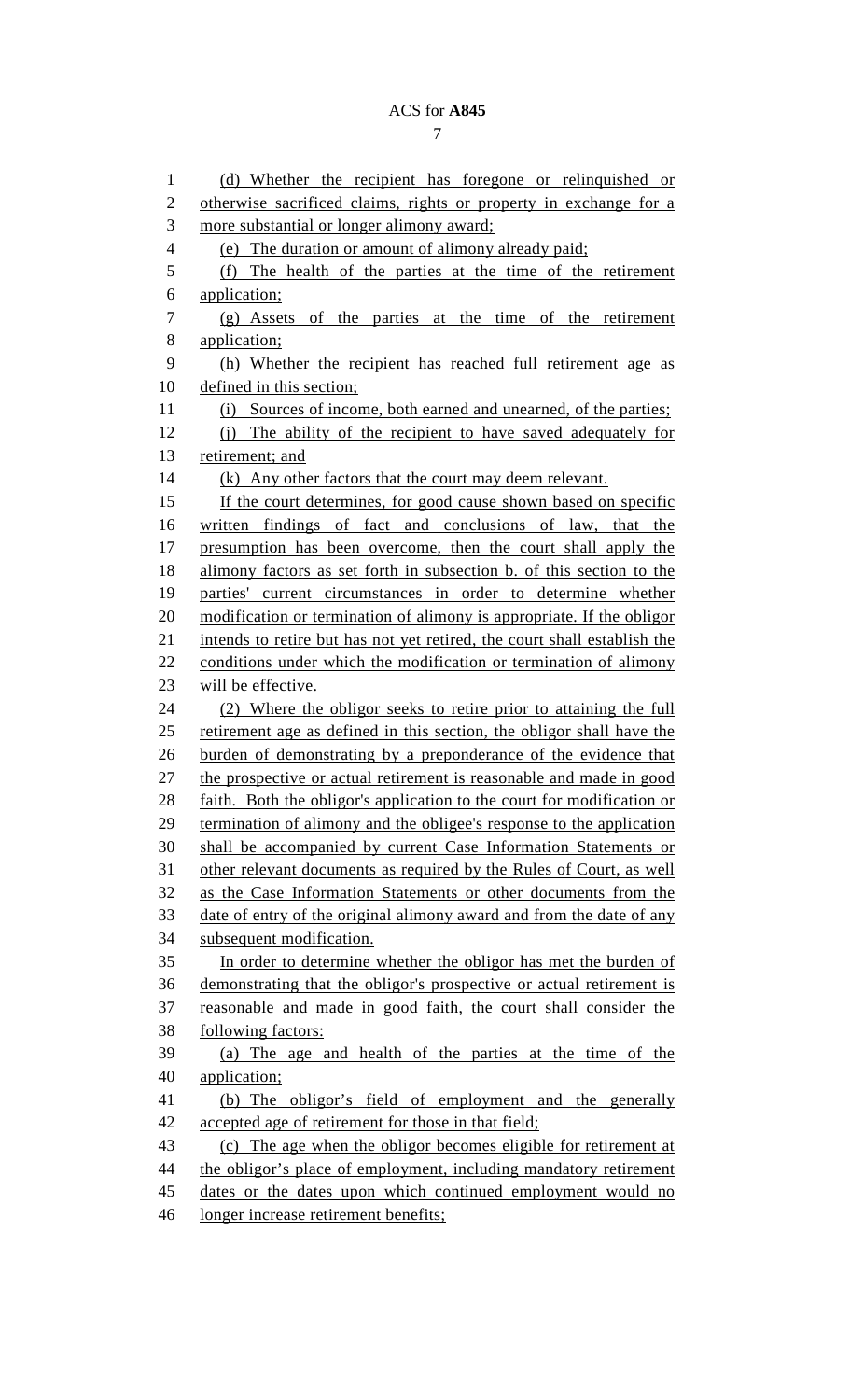(d) Whether the recipient has foregone or relinquished or otherwise sacrificed claims, rights or property in exchange for a more substantial or longer alimony award;

(e) The duration or amount of alimony already paid;

(f) The health of the parties at the time of the retirement application;

(g) Assets of the parties at the time of the retirement application;

(h) Whether the recipient has reached full retirement age as defined in this section;

(i) Sources of income, both earned and unearned, of the parties;

(j) The ability of the recipient to have saved adequately for retirement; and

(k) Any other factors that the court may deem relevant.

If the court determines, for good cause shown based on specific written findings of fact and conclusions of law, that the presumption has been overcome, then the court shall apply the alimony factors as set forth in subsection b. of this section to the parties' current circumstances in order to determine whether modification or termination of alimony is appropriate. If the obligor intends to retire but has not yet retired, the court shall establish the conditions under which the modification or termination of alimony will be effective.

(2) Where the obligor seeks to retire prior to attaining the full retirement age as defined in this section, the obligor shall have the burden of demonstrating by a preponderance of the evidence that the prospective or actual retirement is reasonable and made in good faith. Both the obligor's application to the court for modification or termination of alimony and the obligee's response to the application shall be accompanied by current Case Information Statements or other relevant documents as required by the Rules of Court, as well as the Case Information Statements or other documents from the date of entry of the original alimony award and from the date of any subsequent modification.

In order to determine whether the obligor has met the burden of demonstrating that the obligor's prospective or actual retirement is reasonable and made in good faith, the court shall consider the following factors:

(a) The age and health of the parties at the time of the application;

(b) The obligor's field of employment and the generally accepted age of retirement for those in that field;

(c) The age when the obligor becomes eligible for retirement at the obligor's place of employment, including mandatory retirement dates or the dates upon which continued employment would no longer increase retirement benefits;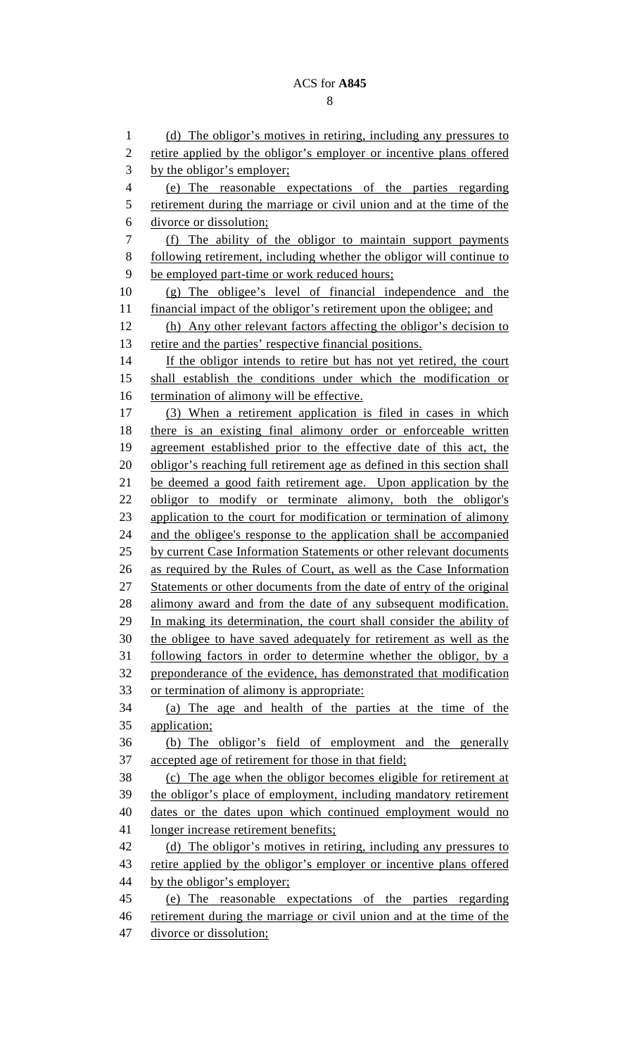(d) The obligor's motives in retiring, including any pressures to retire applied by the obligor's employer or incentive plans offered by the obligor's employer;

(e) The reasonable expectations of the parties regarding retirement during the marriage or civil union and at the time of the divorce or dissolution;

(f) The ability of the obligor to maintain support payments following retirement, including whether the obligor will continue to be employed part-time or work reduced hours;

(g) The obligee's level of financial independence and the financial impact of the obligor's retirement upon the obligee; and

(h) Any other relevant factors affecting the obligor's decision to retire and the parties' respective financial positions.

If the obligor intends to retire but has not yet retired, the court shall establish the conditions under which the modification or termination of alimony will be effective.

(3) When a retirement application is filed in cases in which there is an existing final alimony order or enforceable written agreement established prior to the effective date of this act, the obligor's reaching full retirement age as defined in this section shall be deemed a good faith retirement age. Upon application by the obligor to modify or terminate alimony, both the obligor's application to the court for modification or termination of alimony and the obligee's response to the application shall be accompanied by current Case Information Statements or other relevant documents as required by the Rules of Court, as well as the Case Information Statements or other documents from the date of entry of the original alimony award and from the date of any subsequent modification. In making its determination, the court shall consider the ability of the obligee to have saved adequately for retirement as well as the following factors in order to determine whether the obligor, by a preponderance of the evidence, has demonstrated that modification or termination of alimony is appropriate:

(a) The age and health of the parties at the time of the application;

(b) The obligor's field of employment and the generally accepted age of retirement for those in that field;

(c) The age when the obligor becomes eligible for retirement at the obligor's place of employment, including mandatory retirement dates or the dates upon which continued employment would no longer increase retirement benefits;

(d) The obligor's motives in retiring, including any pressures to retire applied by the obligor's employer or incentive plans offered by the obligor's employer;

(e) The reasonable expectations of the parties regarding retirement during the marriage or civil union and at the time of the divorce or dissolution;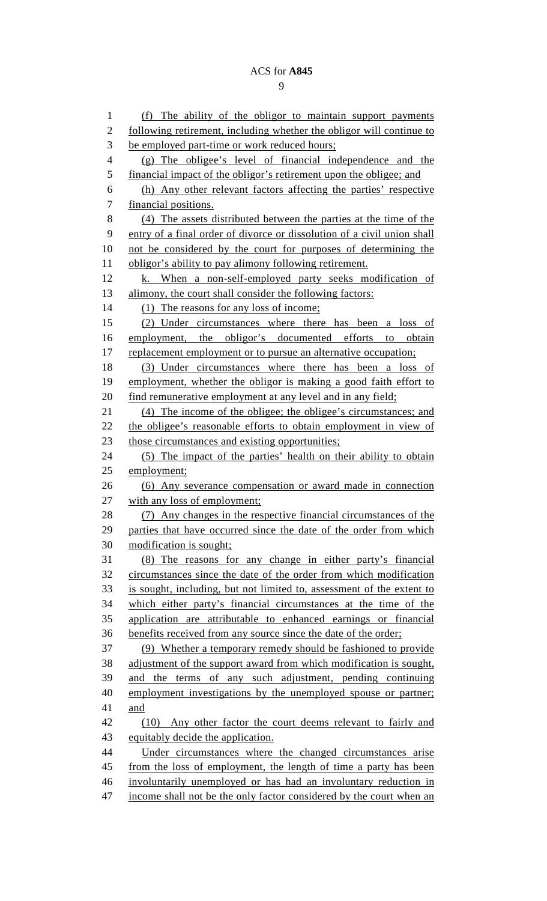(f) The ability of the obligor to maintain support payments following retirement, including whether the obligor will continue to be employed part-time or work reduced hours;

(g) The obligee's level of financial independence and the financial impact of the obligor's retirement upon the obligee; and

(h) Any other relevant factors affecting the parties' respective financial positions.

(4) The assets distributed between the parties at the time of the entry of a final order of divorce or dissolution of a civil union shall not be considered by the court for purposes of determining the obligor's ability to pay alimony following retirement.

k. When a non-self-employed party seeks modification of alimony, the court shall consider the following factors:

(1) The reasons for any loss of income;

(2) Under circumstances where there has been a loss of employment, the obligor's documented efforts to obtain replacement employment or to pursue an alternative occupation;

(3) Under circumstances where there has been a loss of employment, whether the obligor is making a good faith effort to find remunerative employment at any level and in any field;

(4) The income of the obligee; the obligee's circumstances; and the obligee's reasonable efforts to obtain employment in view of those circumstances and existing opportunities;

(5) The impact of the parties' health on their ability to obtain employment;

(6) Any severance compensation or award made in connection with any loss of employment;

(7) Any changes in the respective financial circumstances of the parties that have occurred since the date of the order from which modification is sought;

(8) The reasons for any change in either party's financial circumstances since the date of the order from which modification is sought, including, but not limited to, assessment of the extent to which either party's financial circumstances at the time of the application are attributable to enhanced earnings or financial benefits received from any source since the date of the order;

(9) Whether a temporary remedy should be fashioned to provide adjustment of the support award from which modification is sought, and the terms of any such adjustment, pending continuing employment investigations by the unemployed spouse or partner; and

(10) Any other factor the court deems relevant to fairly and equitably decide the application.

Under circumstances where the changed circumstances arise from the loss of employment, the length of time a party has been involuntarily unemployed or has had an involuntary reduction in income shall not be the only factor considered by the court when an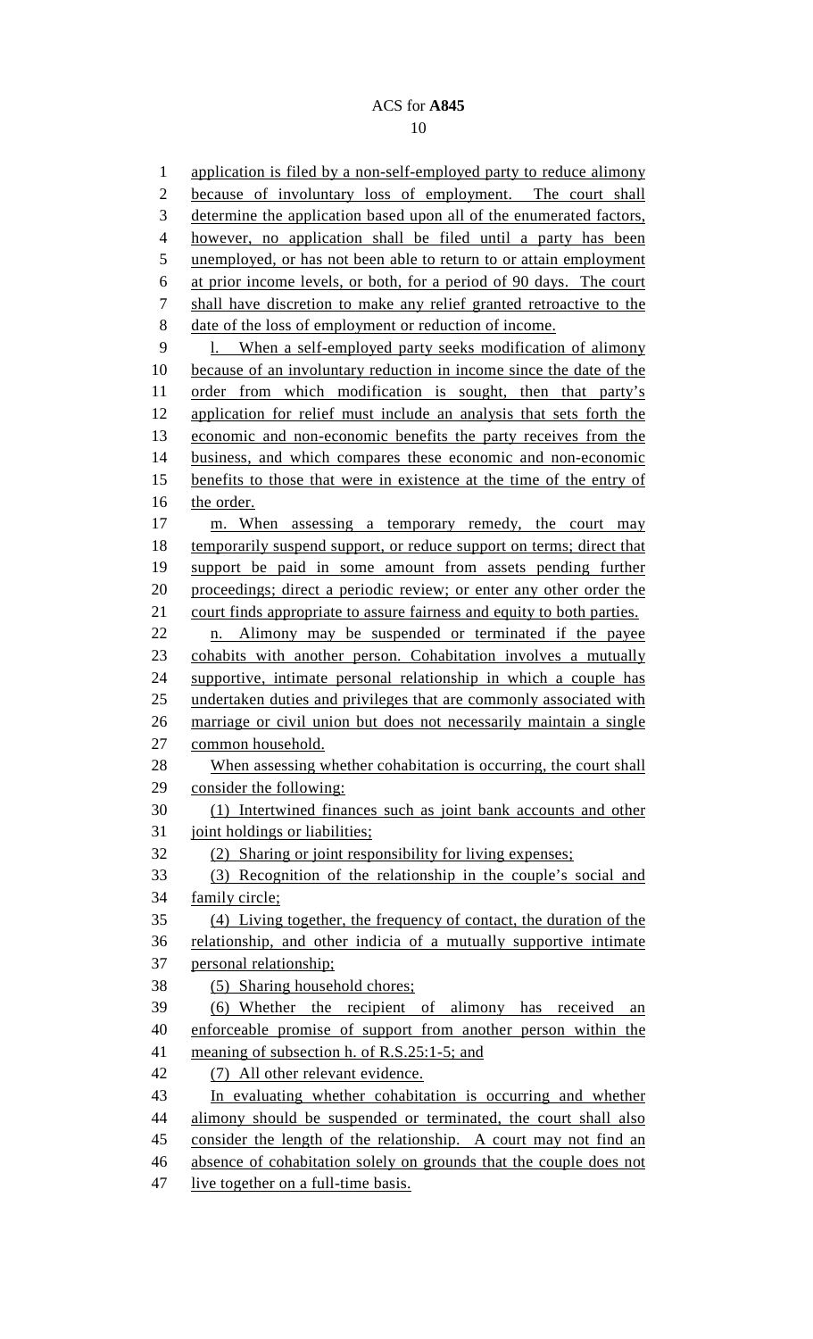application is filed by a non-self-employed party to reduce alimony because of involuntary loss of employment. The court shall determine the application based upon all of the enumerated factors, however, no application shall be filed until a party has been unemployed, or has not been able to return to or attain employment at prior income levels, or both, for a period of 90 days. The court shall have discretion to make any relief granted retroactive to the date of the loss of employment or reduction of income.

l. When a self-employed party seeks modification of alimony because of an involuntary reduction in income since the date of the order from which modification is sought, then that party's application for relief must include an analysis that sets forth the economic and non-economic benefits the party receives from the business, and which compares these economic and non-economic benefits to those that were in existence at the time of the entry of the order.

m. When assessing a temporary remedy, the court may temporarily suspend support, or reduce support on terms; direct that support be paid in some amount from assets pending further proceedings; direct a periodic review; or enter any other order the court finds appropriate to assure fairness and equity to both parties.

n. Alimony may be suspended or terminated if the payee cohabits with another person. Cohabitation involves a mutually supportive, intimate personal relationship in which a couple has undertaken duties and privileges that are commonly associated with marriage or civil union but does not necessarily maintain a single common household.

When assessing whether cohabitation is occurring, the court shall consider the following:

(1) Intertwined finances such as joint bank accounts and other joint holdings or liabilities;

(2) Sharing or joint responsibility for living expenses;

(3) Recognition of the relationship in the couple's social and family circle;

(4) Living together, the frequency of contact, the duration of the relationship, and other indicia of a mutually supportive intimate personal relationship;

(5) Sharing household chores;

(6) Whether the recipient of alimony has received an enforceable promise of support from another person within the meaning of subsection h. of R.S.25:1-5; and

(7) All other relevant evidence.

In evaluating whether cohabitation is occurring and whether alimony should be suspended or terminated, the court shall also consider the length of the relationship. A court may not find an absence of cohabitation solely on grounds that the couple does not live together on a full-time basis.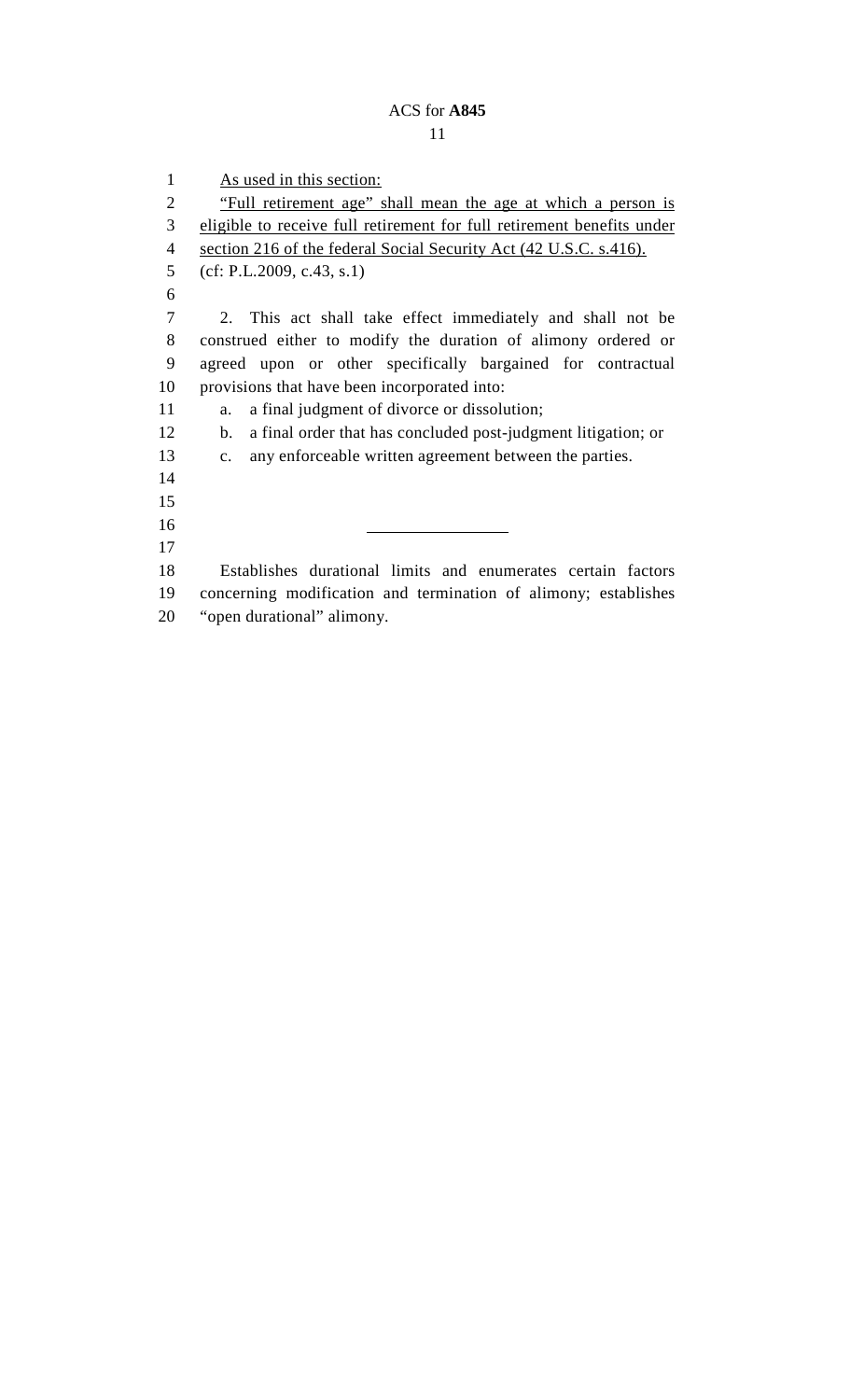As used in this section:

"Full retirement age" shall mean the age at which a person is eligible to receive full retirement for full retirement benefits under section 216 of the federal Social Security Act (42 U.S.C. s.416).

(cf: P.L.2009, c.43, s.1)

2. This act shall take effect immediately and shall not be construed either to modify the duration of alimony ordered or agreed upon or other specifically bargained for contractual provisions that have been incorporated into:

a. a final judgment of divorce or dissolution;

b. a final order that has concluded post-judgment litigation; or

c. any enforceable written agreement between the parties.

---

Establishes durational limits and enumerates certain factors concerning modification and termination of alimony; establishes "open durational" alimony.